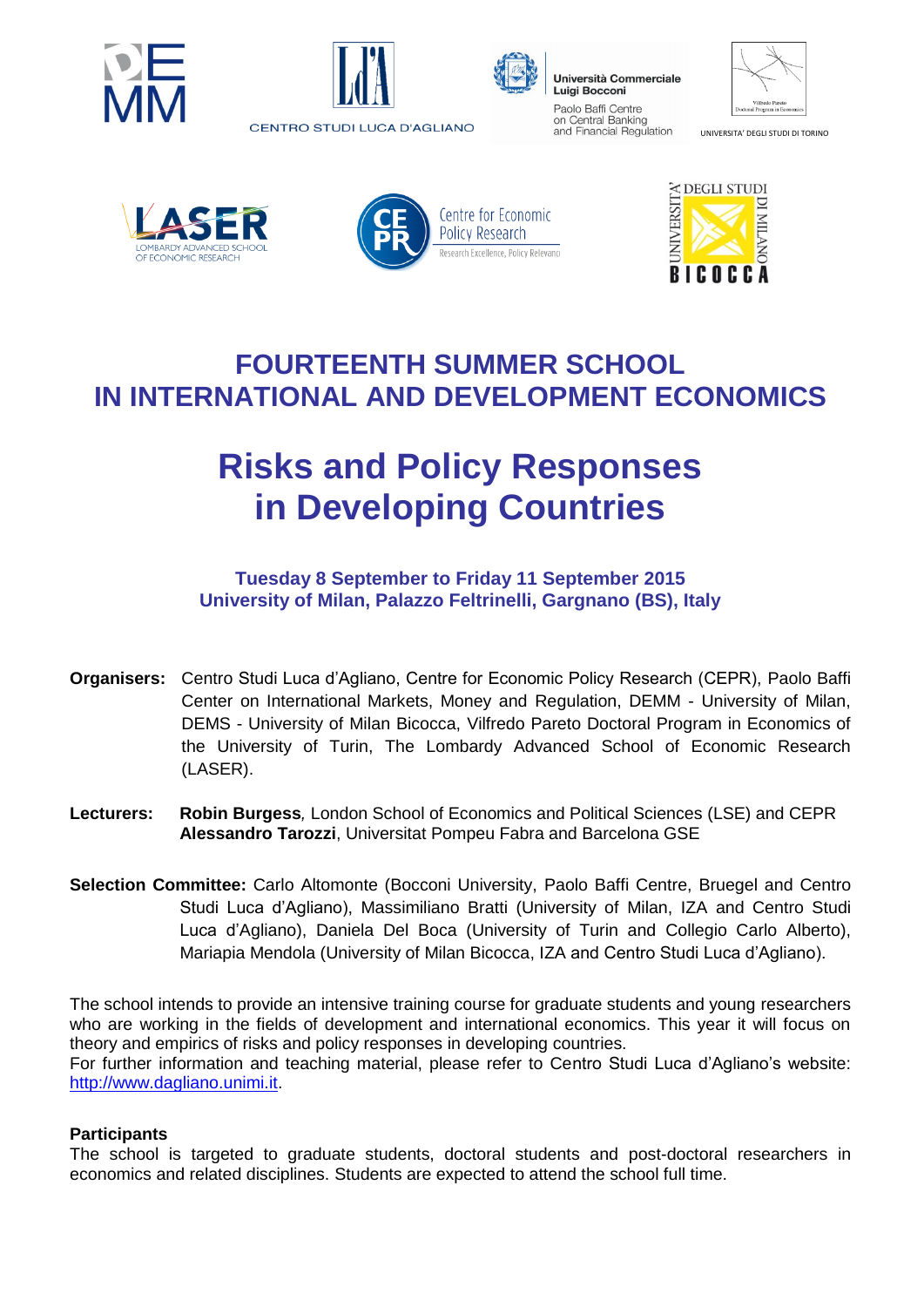CENTRO STUDI LUCA D'AGLIANO

Università Commerciale Luigi Bocconi
Paolo Baffi Centre on Central Banking and Financial Regulation

UNIVERSITA' DEGLI STUDI DI TORINO

LASER
LOMBARDY ADVANCED SCHOOL OF ECONOMIC RESEARCH

Centre for Economic Policy Research
Research Excellence, Policy Relevance

UNIVERSITÀ DEGLI STUDI DI MILANO BICOCCA

# FOURTEENTH SUMMER SCHOOL IN INTERNATIONAL AND DEVELOPMENT ECONOMICS

# Risks and Policy Responses in Developing Countries

**Tuesday 8 September to Friday 11 September 2015**
**University of Milan, Palazzo Feltrinelli, Gargnano (BS), Italy**

**Organisers:** Centro Studi Luca d'Agliano, Centre for Economic Policy Research (CEPR), Paolo Baffi Center on International Markets, Money and Regulation, DEMM - University of Milan, DEMS - University of Milan Bicocca, Vilfredo Pareto Doctoral Program in Economics of the University of Turin, The Lombardy Advanced School of Economic Research (LASER).

**Lecturers:** **Robin Burgess***,* London School of Economics and Political Sciences (LSE) and CEPR
**Alessandro Tarozzi**, Universitat Pompeu Fabra and Barcelona GSE

**Selection Committee:** Carlo Altomonte (Bocconi University, Paolo Baffi Centre, Bruegel and Centro Studi Luca d'Agliano), Massimiliano Bratti (University of Milan, IZA and Centro Studi Luca d'Agliano), Daniela Del Boca (University of Turin and Collegio Carlo Alberto), Mariapia Mendola (University of Milan Bicocca, IZA and Centro Studi Luca d'Agliano).

The school intends to provide an intensive training course for graduate students and young researchers who are working in the fields of development and international economics. This year it will focus on theory and empirics of risks and policy responses in developing countries.
For further information and teaching material, please refer to Centro Studi Luca d'Agliano's website: http://www.dagliano.unimi.it.

**Participants**
The school is targeted to graduate students, doctoral students and post-doctoral researchers in economics and related disciplines. Students are expected to attend the school full time.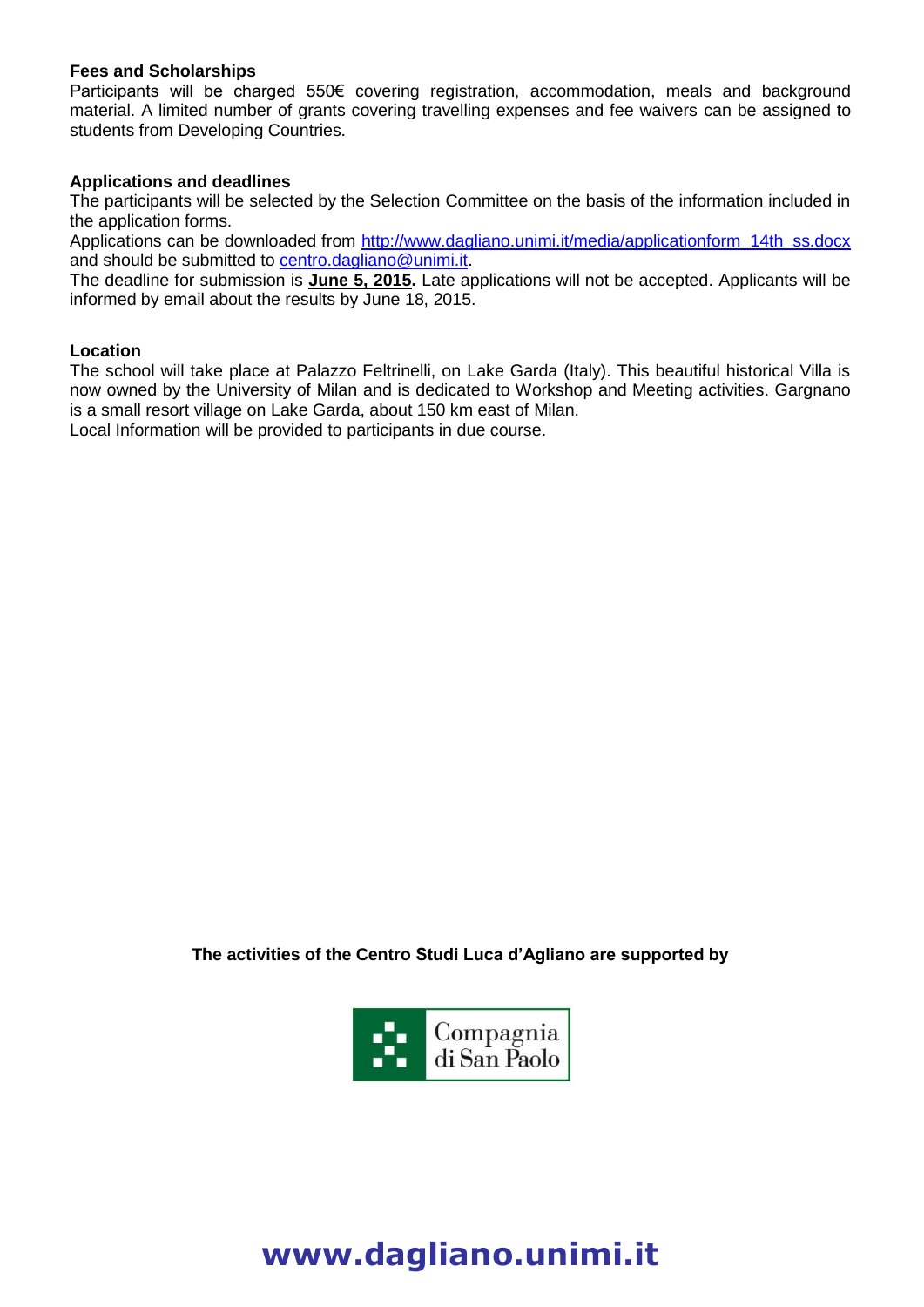**Fees and Scholarships**

Participants will be charged 550€ covering registration, accommodation, meals and background material. A limited number of grants covering travelling expenses and fee waivers can be assigned to students from Developing Countries.

**Applications and deadlines**

The participants will be selected by the Selection Committee on the basis of the information included in the application forms.

Applications can be downloaded from [http://www.dagliano.unimi.it/media/applicationform_14th_ss.docx](http://www.dagliano.unimi.it/media/applicationform_14th_ss.docx) and should be submitted to [centro.dagliano@unimi.it](mailto:centro.dagliano@unimi.it).

The deadline for submission is **June 5, 2015.** Late applications will not be accepted. Applicants will be informed by email about the results by June 18, 2015.

**Location**

The school will take place at Palazzo Feltrinelli, on Lake Garda (Italy). This beautiful historical Villa is now owned by the University of Milan and is dedicated to Workshop and Meeting activities. Gargnano is a small resort village on Lake Garda, about 150 km east of Milan.

Local Information will be provided to participants in due course.

**The activities of the Centro Studi Luca d'Agliano are supported by**

Compagnia di San Paolo

**www.dagliano.unimi.it**